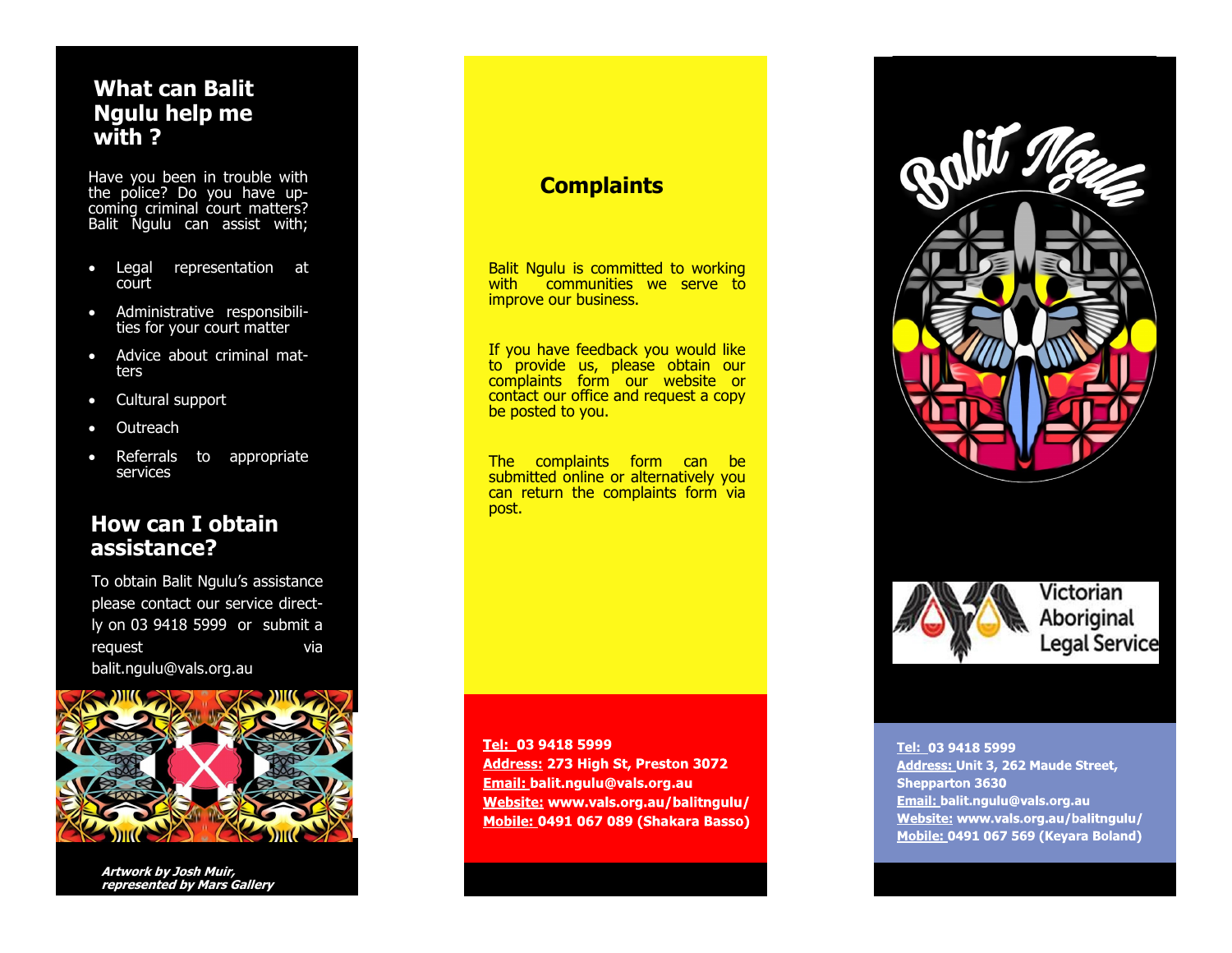## What can Balit Ngulu help me with ?

Have you been in trouble with the police? Do you have upcoming criminal court matters? Balit Ngulu can assist with;

- Legal representation at court
- Administrative responsibilities for your court matter
- Advice about criminal matters
- Cultural support
- Outreach
- Referrals to appropriate services

## How can I obtain assistance?

To obtain Balit Ngulu's assistance please contact our service directly on 03 9418 5999 or submit a request via balit.ngulu@vals.org.au

***Artwork by Josh Muir, represented by Mars Gallery***

## Complaints

Balit Ngulu is committed to working with communities we serve to improve our business.

If you have feedback you would like to provide us, please obtain our complaints form our website or contact our office and request a copy be posted to you.

The complaints form can be submitted online or alternatively you can return the complaints form via post.

**Tel:** **03 9418 5999**
**Address:** **273 High St, Preston 3072**
**Email:** **balit.ngulu@vals.org.au**
**Website:** **www.vals.org.au/balitngulu/**
**Mobile:** **0491 067 089 (Shakara Basso)**

# Balit Ngulu

Victorian Aboriginal Legal Service

**Tel:** **03 9418 5999**
**Address:** **Unit 3, 262 Maude Street, Shepparton 3630**
**Email:** **balit.ngulu@vals.org.au**
**Website:** **www.vals.org.au/balitngulu/**
**Mobile:** **0491 067 569 (Keyara Boland)**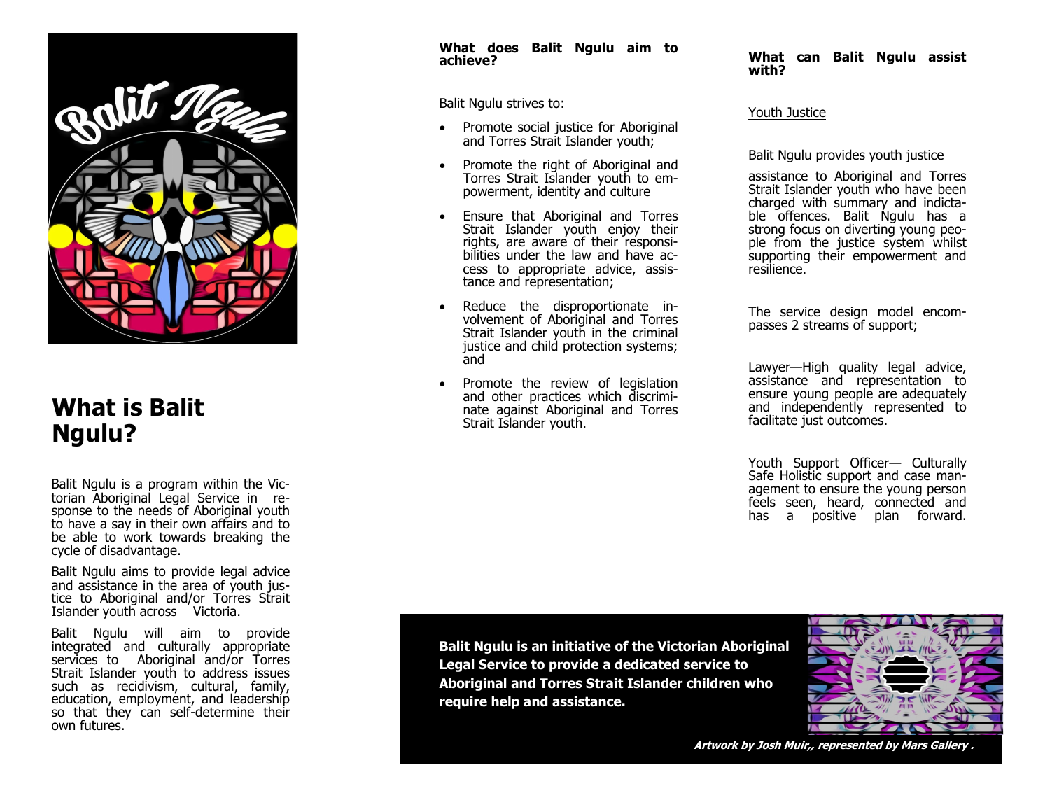## What is Balit Ngulu?

Balit Ngulu is a program within the Victorian Aboriginal Legal Service in response to the needs of Aboriginal youth to have a say in their own affairs and to be able to work towards breaking the cycle of disadvantage.

Balit Ngulu aims to provide legal advice and assistance in the area of youth justice to Aboriginal and/or Torres Strait Islander youth across Victoria.

Balit Ngulu will aim to provide integrated and culturally appropriate services to Aboriginal and/or Torres Strait Islander youth to address issues such as recidivism, cultural, family, education, employment, and leadership so that they can self-determine their own futures.

### What does Balit Ngulu aim to achieve?

Balit Ngulu strives to:

- Promote social justice for Aboriginal and Torres Strait Islander youth;
- Promote the right of Aboriginal and Torres Strait Islander youth to empowerment, identity and culture
- Ensure that Aboriginal and Torres Strait Islander youth enjoy their rights, are aware of their responsibilities under the law and have access to appropriate advice, assistance and representation;
- Reduce the disproportionate involvement of Aboriginal and Torres Strait Islander youth in the criminal justice and child protection systems; and
- Promote the review of legislation and other practices which discriminate against Aboriginal and Torres Strait Islander youth.

### What can Balit Ngulu assist with?

Youth Justice

Balit Ngulu provides youth justice

assistance to Aboriginal and Torres Strait Islander youth who have been charged with summary and indictable offences. Balit Ngulu has a strong focus on diverting young people from the justice system whilst supporting their empowerment and resilience.

The service design model encompasses 2 streams of support;

Lawyer—High quality legal advice, assistance and representation to ensure young people are adequately and independently represented to facilitate just outcomes.

Youth Support Officer— Culturally Safe Holistic support and case management to ensure the young person feels seen, heard, connected and has a positive plan forward.

**Balit Ngulu is an initiative of the Victorian Aboriginal Legal Service to provide a dedicated service to Aboriginal and Torres Strait Islander children who require help and assistance.**

***Artwork by Josh Muir,, represented by Mars Gallery .***